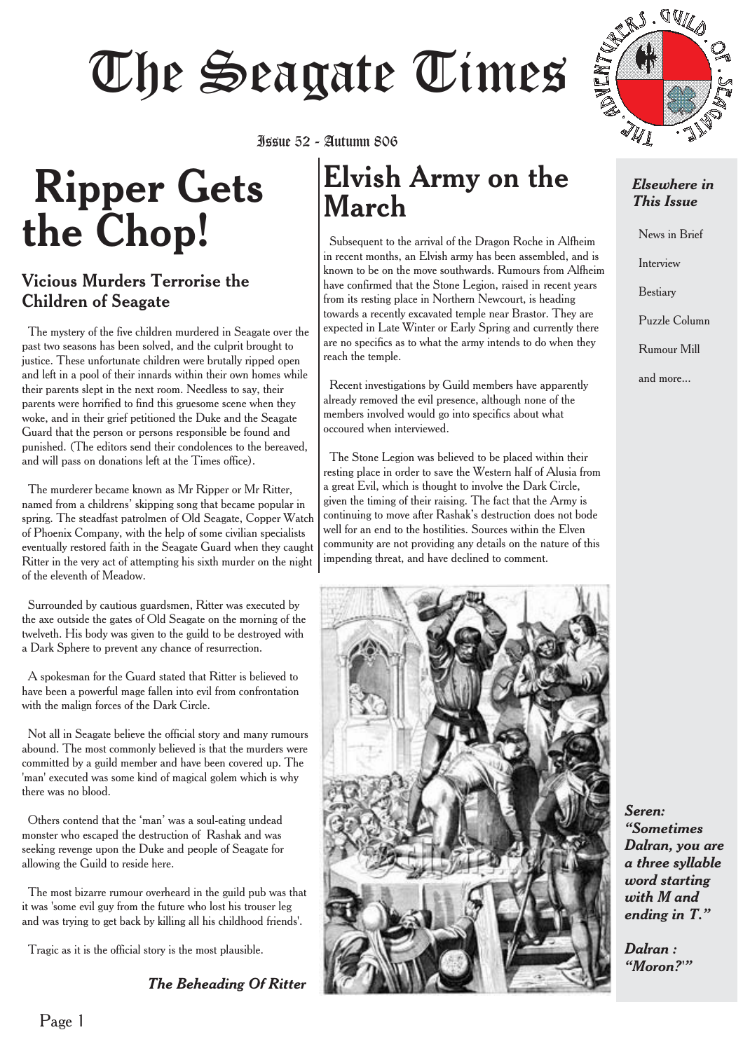# The Seagate Times

Issue 52 - Autumn 806

# Ripper Gets the Chop!

## Vicious Murders Terrorise the Children of Seagate

The mystery of the five children murdered in Seagate over the past two seasons has been solved, and the culprit brought to justice. These unfortunate children were brutally ripped open and left in a pool of their innards within their own homes while their parents slept in the next room. Needless to say, their parents were horrified to find this gruesome scene when they woke, and in their grief petitioned the Duke and the Seagate Guard that the person or persons responsible be found and punished. (The editors send their condolences to the bereaved, and will pass on donations left at the Times office).

The murderer became known as Mr Ripper or Mr Ritter, named from a childrens' skipping song that became popular in spring. The steadfast patrolmen of Old Seagate, Copper Watch of Phoenix Company, with the help of some civilian specialists eventually restored faith in the Seagate Guard when they caught Ritter in the very act of attempting his sixth murder on the night of the eleventh of Meadow.

Surrounded by cautious guardsmen, Ritter was executed by the axe outside the gates of Old Seagate on the morning of the twelveth. His body was given to the guild to be destroyed with a Dark Sphere to prevent any chance of resurrection.

A spokesman for the Guard stated that Ritter is believed to have been a powerful mage fallen into evil from confrontation with the malign forces of the Dark Circle.

Not all in Seagate believe the official story and many rumours abound. The most commonly believed is that the murders were committed by a guild member and have been covered up. The 'man' executed was some kind of magical golem which is why there was no blood.

Others contend that the 'man' was a soul-eating undead monster who escaped the destruction of Rashak and was seeking revenge upon the Duke and people of Seagate for allowing the Guild to reside here.

The most bizarre rumour overheard in the guild pub was that it was 'some evil guy from the future who lost his trouser leg and was trying to get back by killing all his childhood friends'.

Tragic as it is the official story is the most plausible.

# Elvish Army on the March

Subsequent to the arrival of the Dragon Roche in Alfheim in recent months, an Elvish army has been assembled, and is known to be on the move southwards. Rumours from Alfheim have confirmed that the Stone Legion, raised in recent years from its resting place in Northern Newcourt, is heading towards a recently excavated temple near Brastor. They are expected in Late Winter or Early Spring and currently there are no specifics as to what the army intends to do when they reach the temple.

Recent investigations by Guild members have apparently already removed the evil presence, although none of the members involved would go into specifics about what occured when interviewed.

The Stone Legion was believed to be placed within their resting place in order to save the Western half of Alusia from a great Evil, which is thought to involve the Dark Circle, given the timing of their raising. The fact that the Army is continuing to move after Rashak's destruction does not bode well for an end to the hostilities. Sources within the Elven community are not providing any details on the nature of this impending threat, and have declined to comment.

***The Beheading Of Ritter***

***Elsewhere in This Issue***

- News in Brief
- Interview
- Bestiary
- Puzzle Column
- Rumour Mill
- and more...

***Seren: "Sometimes Dalran, you are a three syllable word starting with M and ending in T."***

***Dalran : "Moron?'"***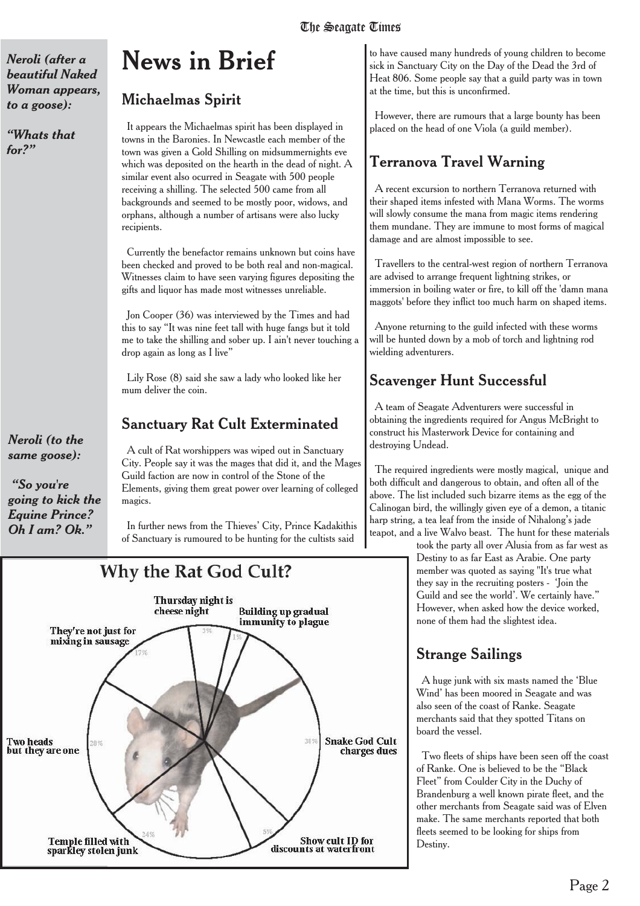*Neroli (after a beautiful Naked Woman appears, to a goose):*

*"Whats that for?"*

*Neroli (to the same goose):*

*"So you're going to kick the Equine Prince? Oh I am? Ok."*

# News in Brief

## Michaelmas Spirit

It appears the Michaelmas spirit has been displayed in towns in the Baronies. In Newcastle each member of the town was given a Gold Shilling on midsummernights eve which was deposited on the hearth in the dead of night. A similar event also ocurred in Seagate with 500 people receiving a shilling. The selected 500 came from all backgrounds and seemed to be mostly poor, widows, and orphans, although a number of artisans were also lucky recipients.

Currently the benefactor remains unknown but coins have been checked and proved to be both real and non-magical. Witnesses claim to have seen varying figures depositing the gifts and liquor has made most witnesses unreliable.

Jon Cooper (36) was interviewed by the Times and had this to say "It was nine feet tall with huge fangs but it told me to take the shilling and sober up. I ain't never touching a drop again as long as I live"

Lily Rose (8) said she saw a lady who looked like her mum deliver the coin.

## Sanctuary Rat Cult Exterminated

A cult of Rat worshippers was wiped out in Sanctuary City. People say it was the mages that did it, and the Mages Guild faction are now in control of the Stone of the Elements, giving them great power over learning of colleged magics.

In further news from the Thieves' City, Prince Kadakithis of Sanctuary is rumoured to be hunting for the cultists said to have caused many hundreds of young children to become sick in Sanctuary City on the Day of the Dead the 3rd of Heat 806. Some people say that a guild party was in town at the time, but this is unconfirmed.

However, there are rumours that a large bounty has been placed on the head of one Viola (a guild member).

**Why the Rat God Cult?**

| Reason | % |
|---|---|
| Snake God Cult charges dues | 30% |
| Temple filled with sparkley stolen junk | 24% |
| Two heads but they are one | 20% |
| They're not just for mixing in sausage | 17% |
| Show cult ID for discounts at waterfront | 5% |
| Thursday night is cheese night | 3% |
| Building up gradual immunity to plague | 1% |

## Terranova Travel Warning

A recent excursion to northern Terranova returned with their shaped items infested with Mana Worms. The worms will slowly consume the mana from magic items rendering them mundane. They are immune to most forms of magical damage and are almost impossible to see.

Travellers to the central-west region of northern Terranova are advised to arrange frequent lightning strikes, or immersion in boiling water or fire, to kill off the 'damn mana maggots' before they inflict too much harm on shaped items.

Anyone returning to the guild infected with these worms will be hunted down by a mob of torch and lightning rod wielding adventurers.

## Scavenger Hunt Successful

A team of Seagate Adventurers were successful in obtaining the ingredients required for Angus McBright to construct his Masterwork Device for containing and destroying Undead.

The required ingredients were mostly magical, unique and both difficult and dangerous to obtain, and often all of the above. The list included such bizarre items as the egg of the Calinogan bird, the willingly given eye of a demon, a titanic harp string, a tea leaf from the inside of Nihalong's jade teapot, and a live Walvo beast. The hunt for these materials took the party all over Alusia from as far west as Destiny to as far East as Arabie. One party member was quoted as saying "It's true what they say in the recruiting posters - 'Join the Guild and see the world'. We certainly have." However, when asked how the device worked, none of them had the slightest idea.

## Strange Sailings

A huge junk with six masts named the 'Blue Wind' has been moored in Seagate and was also seen of the coast of Ranke. Seagate merchants said that they spotted Titans on board the vessel.

Two fleets of ships have been seen off the coast of Ranke. One is believed to be the "Black Fleet" from Coulder City in the Duchy of Brandenburg a well known pirate fleet, and the other merchants from Seagate said was of Elven make. The same merchants reported that both fleets seemed to be looking for ships from Destiny.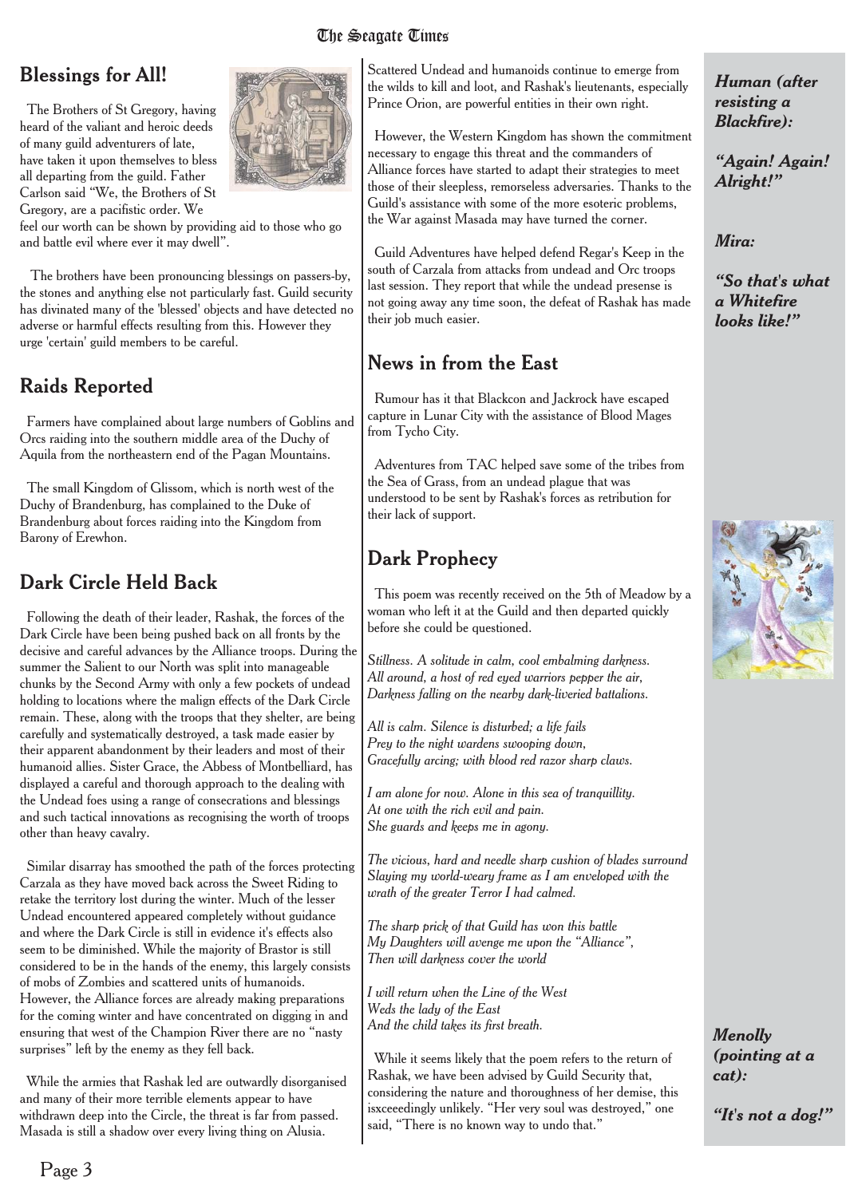## Blessings for All!

The Brothers of St Gregory, having heard of the valiant and heroic deeds of many guild adventurers of late, have taken it upon themselves to bless all departing from the guild. Father Carlson said "We, the Brothers of St Gregory, are a pacifistic order. We feel our worth can be shown by providing aid to those who go and battle evil where ever it may dwell".

The brothers have been pronouncing blessings on passers-by, the stones and anything else not particularly fast. Guild security has divinated many of the 'blessed' objects and have detected no adverse or harmful effects resulting from this. However they urge 'certain' guild members to be careful.

## Raids Reported

Farmers have complained about large numbers of Goblins and Orcs raiding into the southern middle area of the Duchy of Aquila from the northeastern end of the Pagan Mountains.

The small Kingdom of Glissom, which is north west of the Duchy of Brandenburg, has complained to the Duke of Brandenburg about forces raiding into the Kingdom from Barony of Erewhon.

## Dark Circle Held Back

Following the death of their leader, Rashak, the forces of the Dark Circle have been being pushed back on all fronts by the decisive and careful advances by the Alliance troops. During the summer the Salient to our North was split into manageable chunks by the Second Army with only a few pockets of undead holding to locations where the malign effects of the Dark Circle remain. These, along with the troops that they shelter, are being carefully and systematically destroyed, a task made easier by their apparent abandonment by their leaders and most of their humanoid allies. Sister Grace, the Abbess of Montbelliard, has displayed a careful and thorough approach to the dealing with the Undead foes using a range of consecrations and blessings and such tactical innovations as recognising the worth of troops other than heavy cavalry.

Similar disarray has smoothed the path of the forces protecting Carzala as they have moved back across the Sweet Riding to retake the territory lost during the winter. Much of the lesser Undead encountered appeared completely without guidance and where the Dark Circle is still in evidence it's effects also seem to be diminished. While the majority of Brastor is still considered to be in the hands of the enemy, this largely consists of mobs of Zombies and scattered units of humanoids. However, the Alliance forces are already making preparations for the coming winter and have concentrated on digging in and ensuring that west of the Champion River there are no "nasty surprises" left by the enemy as they fell back.

While the armies that Rashak led are outwardly disorganised and many of their more terrible elements appear to have withdrawn deep into the Circle, the threat is far from passed. Masada is still a shadow over every living thing on Alusia. Scattered Undead and humanoids continue to emerge from the wilds to kill and loot, and Rashak's lieutenants, especially Prince Orion, are powerful entities in their own right.

However, the Western Kingdom has shown the commitment necessary to engage this threat and the commanders of Alliance forces have started to adapt their strategies to meet those of their sleepless, remorseless adversaries. Thanks to the Guild's assistance with some of the more esoteric problems, the War against Masada may have turned the corner.

Guild Adventures have helped defend Regar's Keep in the south of Carzala from attacks from undead and Orc troops last session. They report that while the undead presense is not going away any time soon, the defeat of Rashak has made their job much easier.

## News in from the East

Rumour has it that Blackcon and Jackrock have escaped capture in Lunar City with the assistance of Blood Mages from Tycho City.

Adventures from TAC helped save some of the tribes from the Sea of Grass, from an undead plague that was understood to be sent by Rashak's forces as retribution for their lack of support.

## Dark Prophecy

This poem was recently received on the 5th of Meadow by a woman who left it at the Guild and then departed quickly before she could be questioned.

*Stillness. A solitude in calm, cool embalming darkness.*
*All around, a host of red eyed warriors pepper the air,*
*Darkness falling on the nearby dark-liveried battalions.*

*All is calm. Silence is disturbed; a life fails*
*Prey to the night wardens swooping down,*
*Gracefully arcing; with blood red razor sharp claws.*

*I am alone for now. Alone in this sea of tranquillity.*
*At one with the rich evil and pain.*
*She guards and keeps me in agony.*

*The vicious, hard and needle sharp cushion of blades surround*
*Slaying my world-weary frame as I am enveloped with the wrath of the greater Terror I had calmed.*

*The sharp prick of that Guild has won this battle*
*My Daughters will avenge me upon the "Alliance",*
*Then will darkness cover the world*

*I will return when the Line of the West*
*Weds the lady of the East*
*And the child takes its first breath.*

While it seems likely that the poem refers to the return of Rashak, we have been advised by Guild Security that, considering the nature and thoroughness of her demise, this isxceeedingly unlikely. "Her very soul was destroyed," one said, "There is no known way to undo that."

***Human (after resisting a Blackfire):***

***"Again! Again! Alright!"***

***Mira:***

***"So that's what a Whitefire looks like!"***

***Menolly (pointing at a cat):***

***"It's not a dog!"***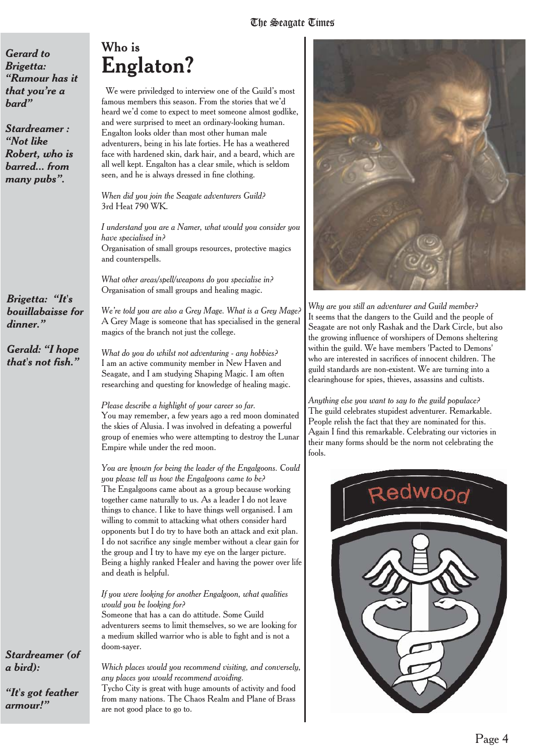*Gerard to Brigetta: "Rumour has it that you're a bard"*

*Stardreamer : "Not like Robert, who is barred... from many pubs".*

*Brigetta: "It's bouillabaisse for dinner."*

*Gerald: "I hope that's not fish."*

*Stardreamer (of a bird):*

*"It's got feather armour!"*

# Who is Englaton?

We were priviledged to interview one of the Guild's most famous members this season. From the stories that we'd heard we'd come to expect to meet someone almost godlike, and were surprised to meet an ordinary-looking human. Engalton looks older than most other human male adventurers, being in his late forties. He has a weathered face with hardened skin, dark hair, and a beard, which are all well kept. Engalton has a clear smile, which is seldom seen, and he is always dressed in fine clothing.

*When did you join the Seagate adventurers Guild?*
3rd Heat 790 WK.

*I understand you are a Namer, what would you consider you have specialised in?*
Organisation of small groups resources, protective magics and counterspells.

*What other areas/spell/weapons do you specialise in?*
Organisation of small groups and healing magic.

*We're told you are also a Grey Mage. What is a Grey Mage?*
A Grey Mage is someone that has specialised in the general magics of the branch not just the college.

*What do you do whilst not adventuring - any hobbies?*
I am an active community member in New Haven and Seagate, and I am studying Shaping Magic. I am often researching and questing for knowledge of healing magic.

*Please describe a highlight of your career so far.*
You may remember, a few years ago a red moon dominated the skies of Alusia. I was involved in defeating a powerful group of enemies who were attempting to destroy the Lunar Empire while under the red moon.

*You are known for being the leader of the Engalgoons. Could you please tell us how the Engalgoons came to be?*
The Engalgoons came about as a group because working together came naturally to us. As a leader I do not leave things to chance. I like to have things well organised. I am willing to commit to attacking what others consider hard opponents but I do try to have both an attack and exit plan. I do not sacrifice any single member without a clear gain for the group and I try to have my eye on the larger picture. Being a highly ranked Healer and having the power over life and death is helpful.

*If you were looking for another Engalgoon, what qualities would you be looking for?*
Someone that has a can do attitude. Some Guild adventurers seems to limit themselves, so we are looking for a medium skilled warrior who is able to fight and is not a doom-sayer.

*Which places would you recommend visiting, and conversely, any places you would recommend avoiding.*
Tycho City is great with huge amounts of activity and food from many nations. The Chaos Realm and Plane of Brass are not good place to go to.

*Why are you still an adventurer and Guild member?*
It seems that the dangers to the Guild and the people of Seagate are not only Rashak and the Dark Circle, but also the growing influence of worshipers of Demons sheltering within the guild. We have members 'Pacted to Demons' who are interested in sacrifices of innocent children. The guild standards are non-existent. We are turning into a clearinghouse for spies, thieves, assassins and cultists.

*Anything else you want to say to the guild populace?*
The guild celebrates stupidest adventurer. Remarkable. People relish the fact that they are nominated for this. Again I find this remarkable. Celebrating our victories in their many forms should be the norm not celebrating the fools.

Redwood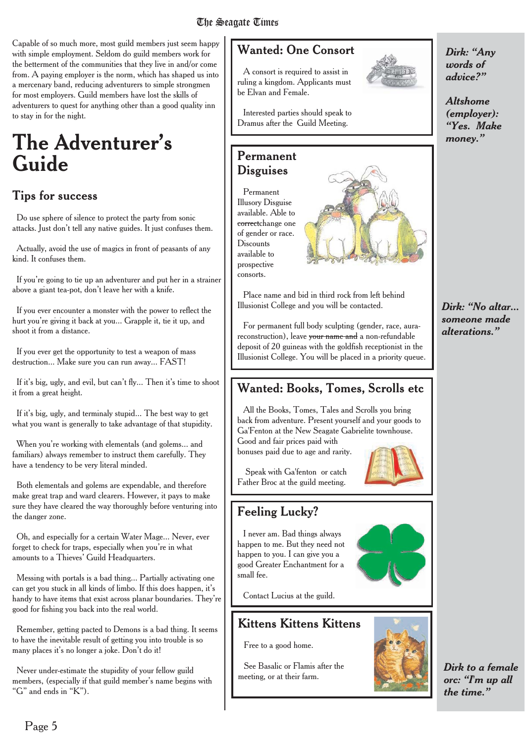Capable of so much more, most guild members just seem happy with simple employment. Seldom do guild members work for the betterment of the communities that they live in and/or come from. A paying employer is the norm, which has shaped us into a mercenary band, reducing adventurers to simple strongmen for most employers. Guild members have lost the skills of adventurers to quest for anything other than a good quality inn to stay in for the night.

# The Adventurer's Guide

## Tips for success

Do use sphere of silence to protect the party from sonic attacks. Just don't tell any native guides. It just confuses them.

Actually, avoid the use of magics in front of peasants of any kind. It confuses them.

If you're going to tie up an adventurer and put her in a strainer above a giant tea-pot, don't leave her with a knife.

If you ever encounter a monster with the power to reflect the hurt you're giving it back at you... Grapple it, tie it up, and shoot it from a distance.

If you ever get the opportunity to test a weapon of mass destruction... Make sure you can run away... FAST!

If it's big, ugly, and evil, but can't fly... Then it's time to shoot it from a great height.

If it's big, ugly, and terminaly stupid... The best way to get what you want is generally to take advantage of that stupidity.

When you're working with elementals (and golems... and familiars) always remember to instruct them carefully. They have a tendency to be very literal minded.

Both elementals and golems are expendable, and therefore make great trap and ward clearers. However, it pays to make sure they have cleared the way thoroughly before venturing into the danger zone.

Oh, and especially for a certain Water Mage... Never, ever forget to check for traps, especially when you're in what amounts to a Thieves' Guild Headquarters.

Messing with portals is a bad thing... Partially activating one can get you stuck in all kinds of limbo. If this does happen, it's handy to have items that exist across planar boundaries. They're good for fishing you back into the real world.

Remember, getting pacted to Demons is a bad thing. It seems to have the inevitable result of getting you into trouble is so many places it's no longer a joke. Don't do it!

Never under-estimate the stupidity of your fellow guild members, (especially if that guild member's name begins with "G" and ends in "K").

## Wanted: One Consort

A consort is required to assist in ruling a kingdom. Applicants must be Elvan and Female.

Interested parties should speak to Dramus after the Guild Meeting.

## Permanent Disguises

Permanent Illusory Disguise available. Able to ~~correct~~change one of gender or race. Discounts available to prospective consorts.

Place name and bid in third rock from left behind Illusionist College and you will be contacted.

For permanent full body sculpting (gender, race, aura-reconstruction), leave ~~your name and~~ a non-refundable deposit of 20 guineas with the goldfish receptionist in the Illusionist College. You will be placed in a priority queue.

## Wanted: Books, Tomes, Scrolls etc

All the Books, Tomes, Tales and Scrolls you bring back from adventure. Present yourself and your goods to Ga'Fenton at the New Seagate Gabrielite townhouse. Good and fair prices paid with bonuses paid due to age and rarity.

Speak with Ga'fenton or catch Father Broc at the guild meeting.

## Feeling Lucky?

I never am. Bad things always happen to me. But they need not happen to you. I can give you a good Greater Enchantment for a small fee.

Contact Lucius at the guild.

## Kittens Kittens Kittens

Free to a good home.

See Basalic or Flamis after the meeting, or at their farm.

***Dirk: "Any words of advice?"***

***Altshome (employer): "Yes. Make money."***

***Dirk: "No altar... someone made alterations."***

***Dirk to a female orc: "I'm up all the time."***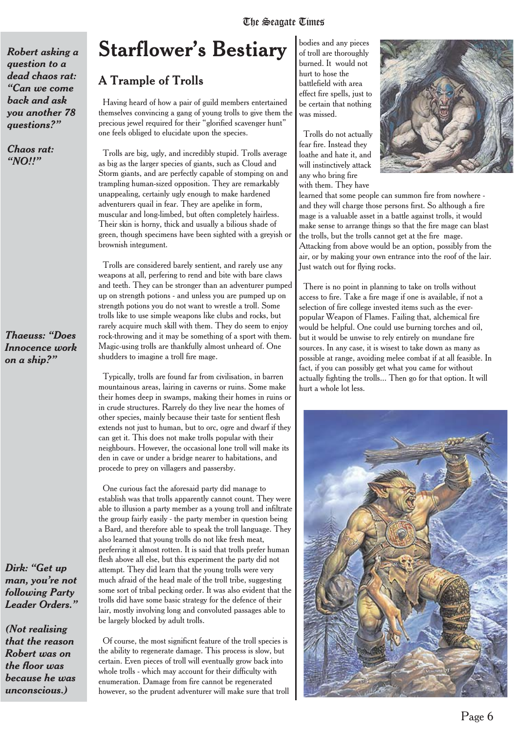# Starflower's Bestiary

## A Trample of Trolls

Having heard of how a pair of guild members entertained themselves convincing a gang of young trolls to give them the precious jewel required for their "glorified scavenger hunt" one feels obliged to elucidate upon the species.

Trolls are big, ugly, and incredibly stupid. Trolls average as big as the larger species of giants, such as Cloud and Storm giants, and are perfectly capable of stomping on and trampling human-sized opposition. They are remarkably unappealing, certainly ugly enough to make hardened adventurers quail in fear. They are apelike in form, muscular and long-limbed, but often completely hairless. Their skin is horny, thick and usually a bilious shade of green, though specimens have been sighted with a greyish or brownish integument.

Trolls are considered barely sentient, and rarely use any weapons at all, perfering to rend and bite with bare claws and teeth. They can be stronger than an adventurer pumped up on strength potions - and unless you are pumped up on strength potions you do not want to wrestle a troll. Some trolls like to use simple weapons like clubs and rocks, but rarely acquire much skill with them. They do seem to enjoy rock-throwing and it may be something of a sport with them. Magic-using trolls are thankfully almost unheard of. One shudders to imagine a troll fire mage.

Typically, trolls are found far from civilisation, in barren mountainous areas, lairing in caverns or ruins. Some make their homes deep in swamps, making their homes in ruins or in crude structures. Rarely do they live near the homes of other species, mainly because their taste for sentient flesh extends not just to human, but to orc, ogre and dwarf if they can get it. This does not make trolls popular with their neighbours. However, the occasional lone troll will make its den in cave or under a bridge nearer to habitations, and procede to prey on villagers and passersby.

One curious fact the aforesaid party did manage to establish was that trolls apparently cannot count. They were able to illusion a party member as a young troll and infiltrate the group fairly easily - the party member in question being a Bard, and therefore able to speak the troll language. They also learned that young trolls do not like fresh meat, preferring it almost rotten. It is said that trolls prefer human flesh above all else, but this experiment the party did not attempt. They did learn that the young trolls were very much afraid of the head male of the troll tribe, suggesting some sort of tribal pecking order. It was also evident that the trolls did have some basic strategy for the defence of their lair, mostly involving long and convoluted passages able to be largely blocked by adult trolls.

Of course, the most significant feature of the troll species is the ability to regenerate damage. This process is slow, but certain. Even pieces of troll will eventually grow back into whole trolls - which may account for their difficulty with enumeration. Damage from fire cannot be regenerated however, so the prudent adventurer will make sure that troll bodies and any pieces of troll are thoroughly burned. It would not hurt to hose the battlefield with area effect fire spells, just to be certain that nothing was missed.

Trolls do not actually fear fire. Instead they loathe and hate it, and will instinctively attack any who bring fire with them. They have learned that some people can summon fire from nowhere - and they will charge those persons first. So although a fire mage is a valuable asset in a battle against trolls, it would make sense to arrange things so that the fire mage can blast the trolls, but the trolls cannot get at the fire mage. Attacking from above would be an option, possibly from the air, or by making your own entrance into the roof of the lair. Just watch out for flying rocks.

There is no point in planning to take on trolls without access to fire. Take a fire mage if one is available, if not a selection of fire college invested items such as the ever-popular Weapon of Flames. Failing that, alchemical fire would be helpful. One could use burning torches and oil, but it would be unwise to rely entirely on mundane fire sources. In any case, it is wisest to take down as many as possible at range, avoiding melee combat if at all feasible. In fact, if you can possibly get what you came for without actually fighting the trolls... Then go for that option. It will hurt a whole lot less.

---

***Robert asking a question to a dead chaos rat: "Can we come back and ask you another 78 questions?"***

***Chaos rat: "NO!!"***

***Thaeuss: "Does Innocence work on a ship?"***

***Dirk: "Get up man, you're not following Party Leader Orders."***

***(Not realising that the reason Robert was on the floor was because he was unconscious.)***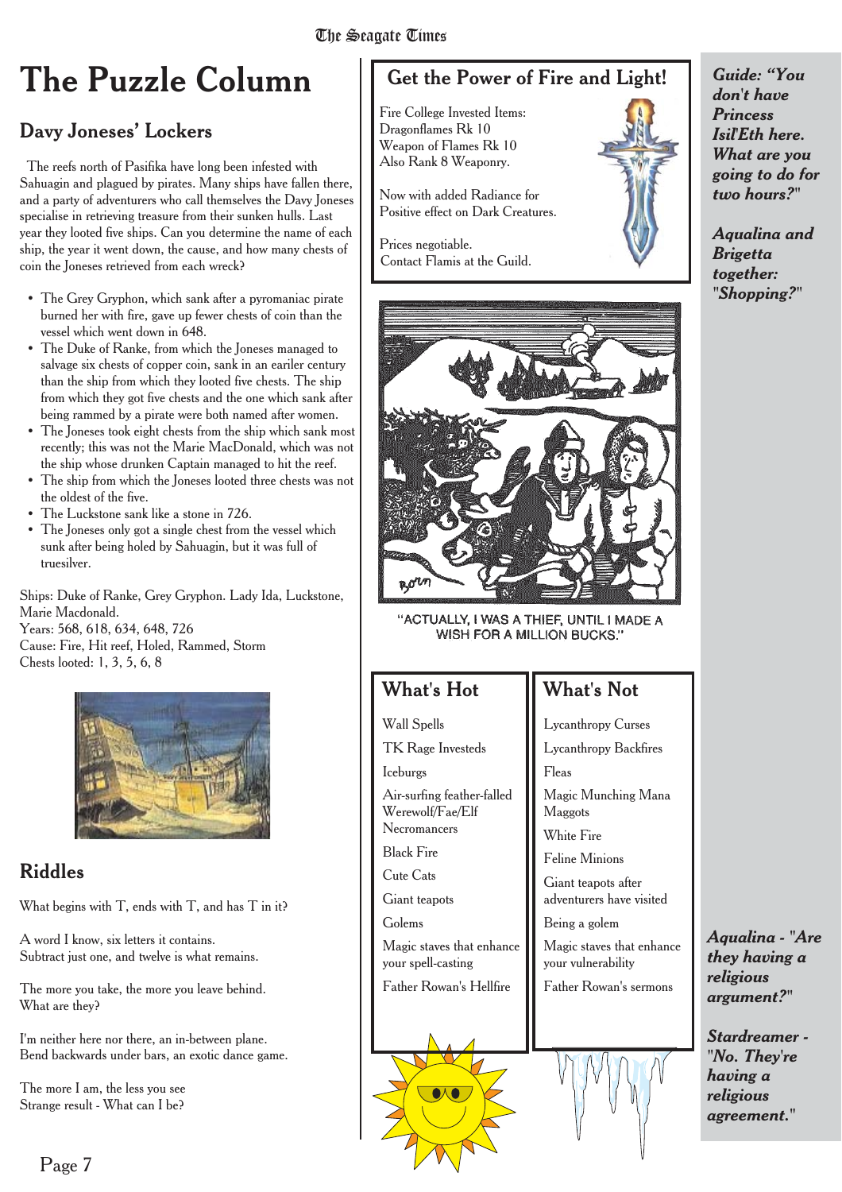# The Puzzle Column

## Davy Joneses' Lockers

The reefs north of Pasifika have long been infested with Sahuagin and plagued by pirates. Many ships have fallen there, and a party of adventurers who call themselves the Davy Joneses specialise in retrieving treasure from their sunken hulls. Last year they looted five ships. Can you determine the name of each ship, the year it went down, the cause, and how many chests of coin the Joneses retrieved from each wreck?

- The Grey Gryphon, which sank after a pyromaniac pirate burned her with fire, gave up fewer chests of coin than the vessel which went down in 648.
- The Duke of Ranke, from which the Joneses managed to salvage six chests of copper coin, sank in an eariler century than the ship from which they looted five chests. The ship from which they got five chests and the one which sank after being rammed by a pirate were both named after women.
- The Joneses took eight chests from the ship which sank most recently; this was not the Marie MacDonald, which was not the ship whose drunken Captain managed to hit the reef.
- The ship from which the Joneses looted three chests was not the oldest of the five.
- The Luckstone sank like a stone in 726.
- The Joneses only got a single chest from the vessel which sunk after being holed by Sahuagin, but it was full of truesilver.

Ships: Duke of Ranke, Grey Gryphon. Lady Ida, Luckstone, Marie Macdonald.
Years: 568, 618, 634, 648, 726
Cause: Fire, Hit reef, Holed, Rammed, Storm
Chests looted: 1, 3, 5, 6, 8

## Riddles

What begins with T, ends with T, and has T in it?

A word I know, six letters it contains.
Subtract just one, and twelve is what remains.

The more you take, the more you leave behind.
What are they?

I'm neither here nor there, an in-between plane.
Bend backwards under bars, an exotic dance game.

The more I am, the less you see
Strange result - What can I be?

## Get the Power of Fire and Light!

Fire College Invested Items:
Dragonflames Rk 10
Weapon of Flames Rk 10
Also Rank 8 Weaponry.

Now with added Radiance for Positive effect on Dark Creatures.

Prices negotiable.
Contact Flamis at the Guild.

"ACTUALLY, I WAS A THIEF, UNTIL I MADE A WISH FOR A MILLION BUCKS."

| What's Hot | What's Not |
|---|---|
| Wall Spells | Lycanthropy Curses |
| TK Rage Investeds | Lycanthropy Backfires |
| Icebergs | Fleas |
| Air-surfing feather-falled Werewolf/Fae/Elf Necromancers | Magic Munching Mana Maggots |
| Black Fire | White Fire |
| Cute Cats | Feline Minions |
| Giant teapots | Giant teapots after adventurers have visited |
| Golems | Being a golem |
| Magic staves that enhance your spell-casting | Magic staves that enhance your vulnerability |
| Father Rowan's Hellfire | Father Rowan's sermons |

***Guide: "You don't have Princess Isil'Eth here. What are you going to do for two hours?"***

***Aqualina and Brigetta together: "Shopping?"***

***Aqualina - "Are they having a religious argument?"***

***Stardreamer - "No. They're having a religious agreement."***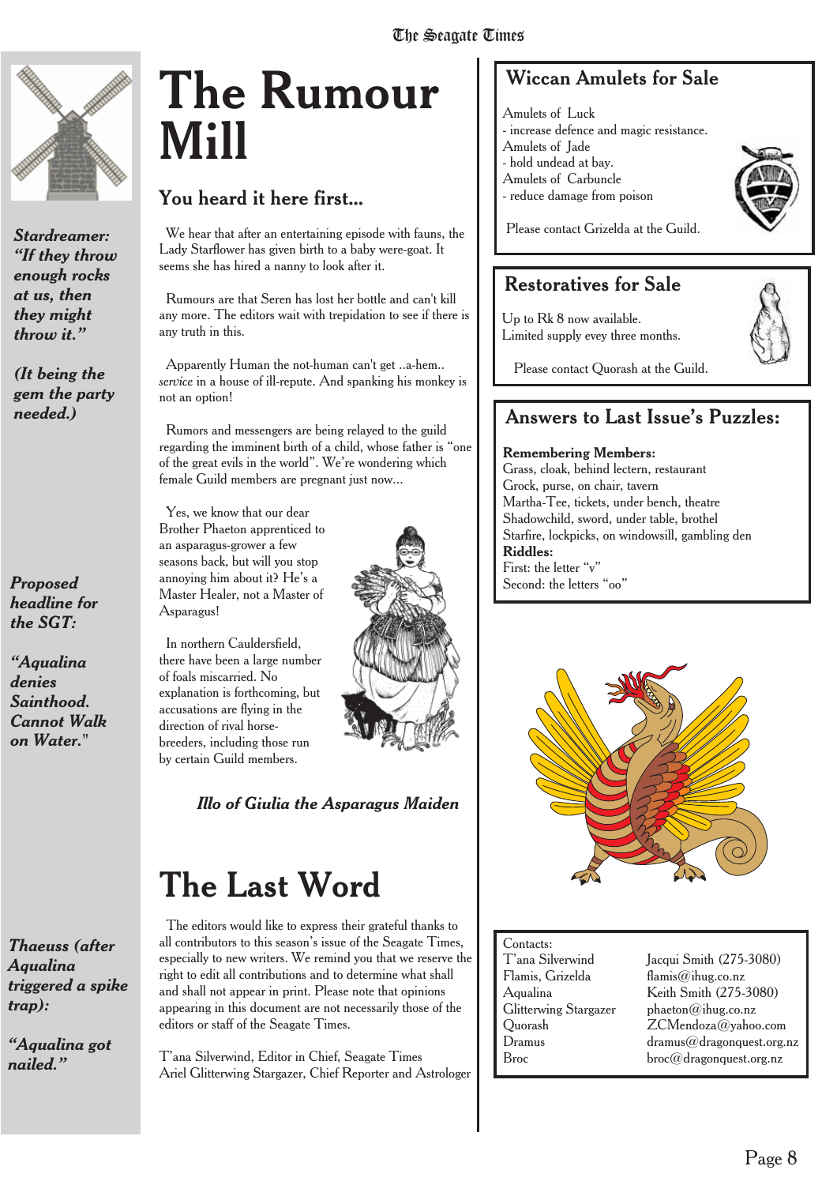*Stardreamer: "If they throw enough rocks at us, then they might throw it."*

*(It being the gem the party needed.)*

*Proposed headline for the SGT:*

*"Aqualina denies Sainthood. Cannot Walk on Water."*

*Thaeuss (after Aqualina triggered a spike trap):*

*"Aqualina got nailed."*

# The Rumour Mill

## You heard it here first...

We hear that after an entertaining episode with fauns, the Lady Starflower has given birth to a baby were-goat. It seems she has hired a nanny to look after it.

Rumours are that Seren has lost her bottle and can't kill any more. The editors wait with trepidation to see if there is any truth in this.

Apparently Human the not-human can't get ..a-hem.. *service* in a house of ill-repute. And spanking his monkey is not an option!

Rumors and messengers are being relayed to the guild regarding the imminent birth of a child, whose father is "one of the great evils in the world". We're wondering which female Guild members are pregnant just now...

Yes, we know that our dear Brother Phaeton apprenticed to an asparagus-grower a few seasons back, but will you stop annoying him about it? He's a Master Healer, not a Master of Asparagus!

In northern Cauldersfield, there have been a large number of foals miscarried. No explanation is forthcoming, but accusations are flying in the direction of rival horse-breeders, including those run by certain Guild members.

*Illo of Giulia the Asparagus Maiden*

# The Last Word

The editors would like to express their grateful thanks to all contributors to this season's issue of the Seagate Times, especially to new writers. We remind you that we reserve the right to edit all contributions and to determine what shall and shall not appear in print. Please note that opinions appearing in this document are not necessarily those of the editors or staff of the Seagate Times.

T'ana Silverwind, Editor in Chief, Seagate Times
Ariel Glitterwing Stargazer, Chief Reporter and Astrologer

## Wiccan Amulets for Sale

Amulets of Luck
- increase defence and magic resistance.

Amulets of Jade
- hold undead at bay.

Amulets of Carbuncle
- reduce damage from poison

Please contact Grizelda at the Guild.

## Restoratives for Sale

Up to Rk 8 now available.
Limited supply evey three months.

Please contact Quorash at the Guild.

## Answers to Last Issue's Puzzles:

**Remembering Members:**
Grass, cloak, behind lectern, restaurant
Grock, purse, on chair, tavern
Martha-Tee, tickets, under bench, theatre
Shadowchild, sword, under table, brothel
Starfire, lockpicks, on windowsill, gambling den

**Riddles:**
First: the letter "v"
Second: the letters "oo"

| Contacts: | |
|---|---|
| T'ana Silverwind | Jacqui Smith (275-3080) |
| Flamis, Grizelda | flamis@ihug.co.nz |
| Aqualina | Keith Smith (275-3080) |
| Glitterwing Stargazer | phaeton@ihug.co.nz |
| Quorash | ZCMendoza@yahoo.com |
| Dramus | dramus@dragonquest.org.nz |
| Broc | broc@dragonquest.org.nz |